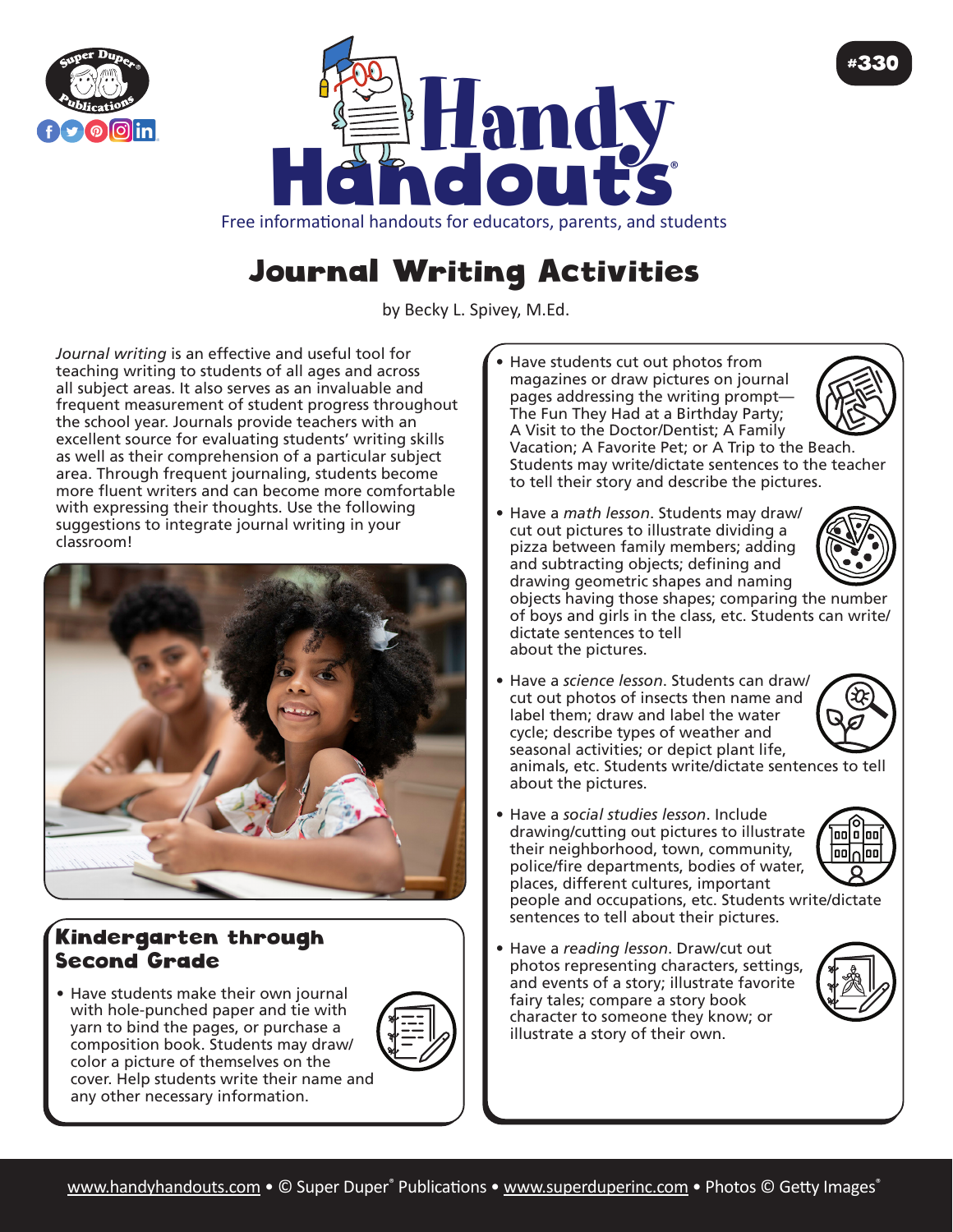# Journal Writing Activities

by Becky L. Spivey, M.Ed.

*Journal writing* is an effective and useful tool for teaching writing to students of all ages and across all subject areas. It also serves as an invaluable and frequent measurement of student progress throughout the school year. Journals provide teachers with an excellent source for evaluating students' writing skills as well as their comprehension of a particular subject area. Through frequent journaling, students become more fluent writers and can become more comfortable with expressing their thoughts. Use the following suggestions to integrate journal writing in your classroom!

## Kindergarten through Second Grade

- Have students make their own journal with hole-punched paper and tie with yarn to bind the pages, or purchase a composition book. Students may draw/color a picture of themselves on the cover. Help students write their name and any other necessary information.
- Have students cut out photos from magazines or draw pictures on journal pages addressing the writing prompt—The Fun They Had at a Birthday Party; A Visit to the Doctor/Dentist; A Family Vacation; A Favorite Pet; or A Trip to the Beach. Students may write/dictate sentences to the teacher to tell their story and describe the pictures.
- Have a *math lesson*. Students may draw/cut out pictures to illustrate dividing a pizza between family members; adding and subtracting objects; defining and drawing geometric shapes and naming objects having those shapes; comparing the number of boys and girls in the class, etc. Students can write/dictate sentences to tell about the pictures.
- Have a *science lesson*. Students can draw/cut out photos of insects then name and label them; draw and label the water cycle; describe types of weather and seasonal activities; or depict plant life, animals, etc. Students write/dictate sentences to tell about the pictures.
- Have a *social studies lesson*. Include drawing/cutting out pictures to illustrate their neighborhood, town, community, police/fire departments, bodies of water, places, different cultures, important people and occupations, etc. Students write/dictate sentences to tell about their pictures.
- Have a *reading lesson*. Draw/cut out photos representing characters, settings, and events of a story; illustrate favorite fairy tales; compare a story book character to someone they know; or illustrate a story of their own.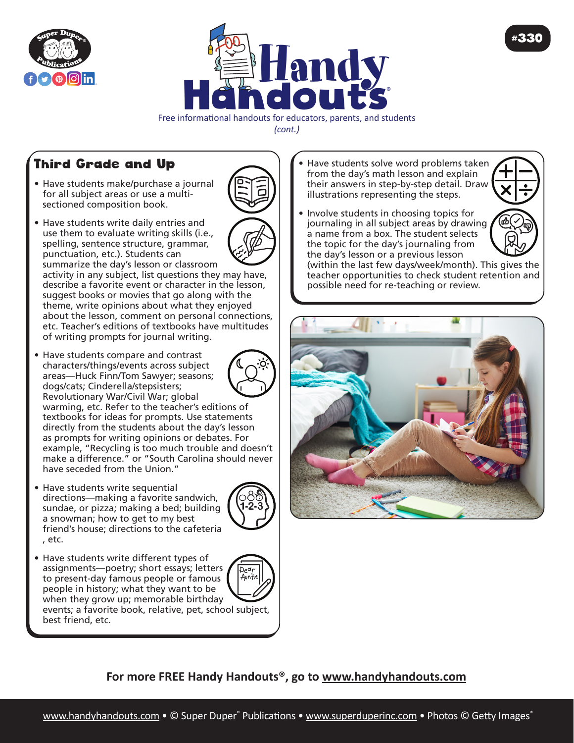*(cont.)*

## Third Grade and Up

- Have students make/purchase a journal for all subject areas or use a multi-sectioned composition book.
- Have students write daily entries and use them to evaluate writing skills (i.e., spelling, sentence structure, grammar, punctuation, etc.). Students can summarize the day's lesson or classroom activity in any subject, list questions they may have, describe a favorite event or character in the lesson, suggest books or movies that go along with the theme, write opinions about what they enjoyed about the lesson, comment on personal connections, etc. Teacher's editions of textbooks have multitudes of writing prompts for journal writing.
- Have students compare and contrast characters/things/events across subject areas—Huck Finn/Tom Sawyer; seasons; dogs/cats; Cinderella/stepsisters; Revolutionary War/Civil War; global warming, etc. Refer to the teacher's editions of textbooks for ideas for prompts. Use statements directly from the students about the day's lesson as prompts for writing opinions or debates. For example, "Recycling is too much trouble and doesn't make a difference." or "South Carolina should never have seceded from the Union."
- Have students write sequential directions—making a favorite sandwich, sundae, or pizza; making a bed; building a snowman; how to get to my best friend's house; directions to the cafeteria , etc.
- Have students write different types of assignments—poetry; short essays; letters to present-day famous people or famous people in history; what they want to be when they grow up; memorable birthday events; a favorite book, relative, pet, school subject, best friend, etc.
- Have students solve word problems taken from the day's math lesson and explain their answers in step-by-step detail. Draw illustrations representing the steps.
- Involve students in choosing topics for journaling in all subject areas by drawing a name from a box. The student selects the topic for the day's journaling from the day's lesson or a previous lesson (within the last few days/week/month). This gives the teacher opportunities to check student retention and possible need for re-teaching or review.

**For more FREE Handy Handouts®, go to www.handyhandouts.com**